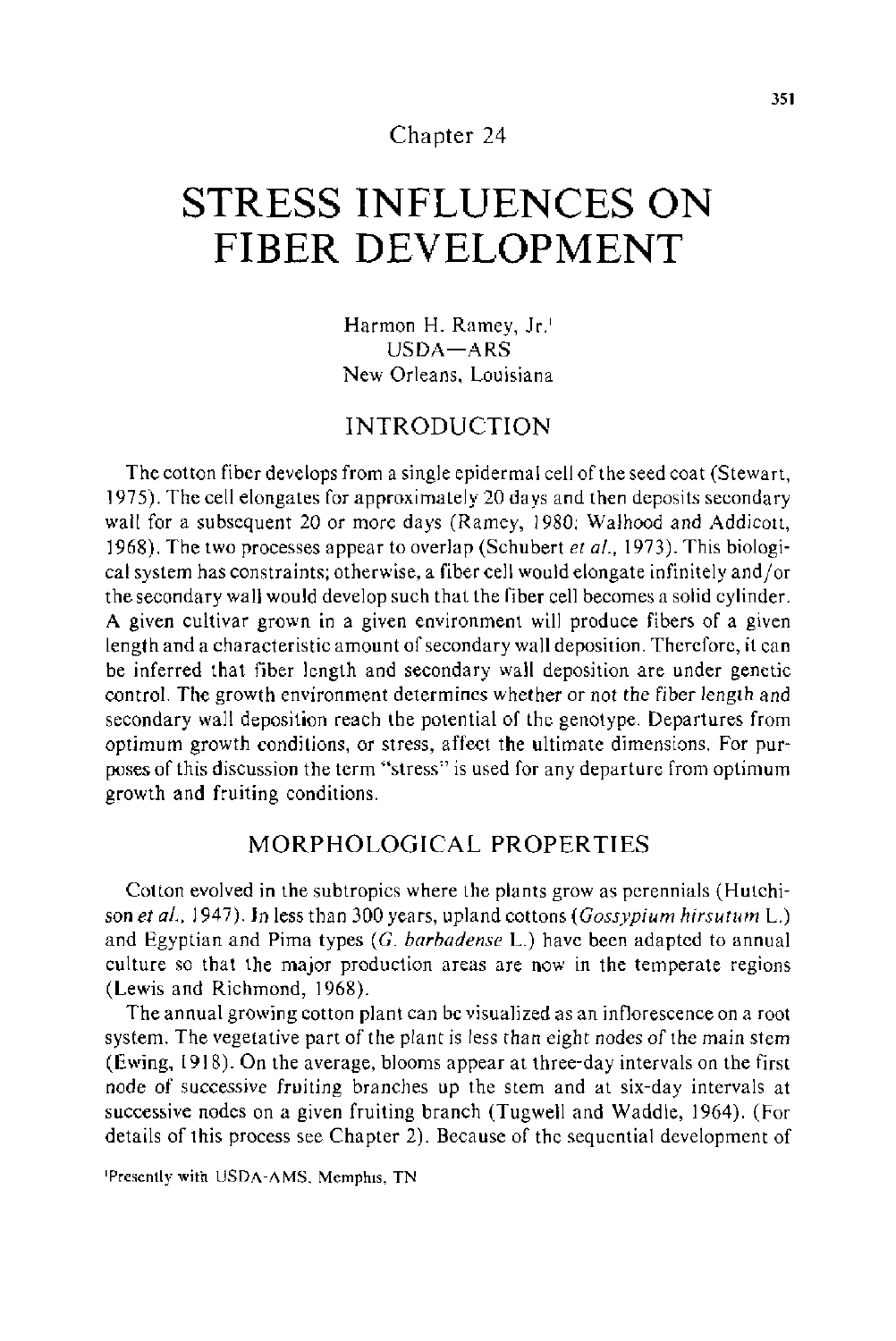Chapter 24

# STRESS INFLUENCES ON FIBER DEVELOPMENT

Harmon H. Ramey, Jr.[1]
USDA—ARS
New Orleans, Louisiana

## INTRODUCTION

The cotton fiber develops from a single epidermal cell of the seed coat (Stewart, 1975). The cell elongates for approximately 20 days and then deposits secondary wall for a subsequent 20 or more days (Ramey, 1980; Walhood and Addicott, 1968). The two processes appear to overlap (Schubert *et al.*, 1973). This biological system has constraints; otherwise, a fiber cell would elongate infinitely and/or the secondary wall would develop such that the fiber cell becomes a solid cylinder. A given cultivar grown in a given environment will produce fibers of a given length and a characteristic amount of secondary wall deposition. Therefore, it can be inferred that fiber length and secondary wall deposition are under genetic control. The growth environment determines whether or not the fiber length and secondary wall deposition reach the potential of the genotype. Departures from optimum growth conditions, or stress, affect the ultimate dimensions. For purposes of this discussion the term "stress" is used for any departure from optimum growth and fruiting conditions.

## MORPHOLOGICAL PROPERTIES

Cotton evolved in the subtropics where the plants grow as perennials (Hutchison *et al.*, 1947). In less than 300 years, upland cottons (*Gossypium hirsutum* L.) and Egyptian and Pima types (*G. barbadense* L.) have been adapted to annual culture so that the major production areas are now in the temperate regions (Lewis and Richmond, 1968).

The annual growing cotton plant can be visualized as an inflorescence on a root system. The vegetative part of the plant is less than eight nodes of the main stem (Ewing, 1918). On the average, blooms appear at three-day intervals on the first node of successive fruiting branches up the stem and at six-day intervals at successive nodes on a given fruiting branch (Tugwell and Waddle, 1964). (For details of this process see Chapter 2). Because of the sequential development of

[1]Presently with USDA-AMS, Memphis, TN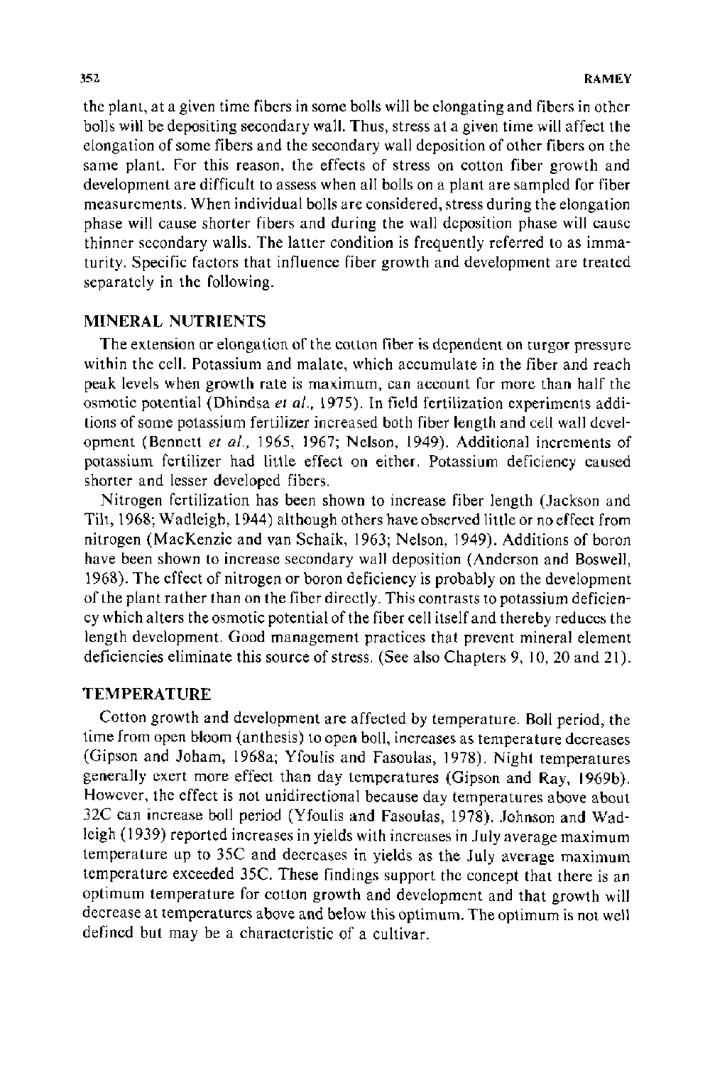the plant, at a given time fibers in some bolls will be elongating and fibers in other bolls will be depositing secondary wall. Thus, stress at a given time will affect the elongation of some fibers and the secondary wall deposition of other fibers on the same plant. For this reason, the effects of stress on cotton fiber growth and development are difficult to assess when all bolls on a plant are sampled for fiber measurements. When individual bolls are considered, stress during the elongation phase will cause shorter fibers and during the wall deposition phase will cause thinner secondary walls. The latter condition is frequently referred to as immaturity. Specific factors that influence fiber growth and development are treated separately in the following.

## MINERAL NUTRIENTS

The extension or elongation of the cotton fiber is dependent on turgor pressure within the cell. Potassium and malate, which accumulate in the fiber and reach peak levels when growth rate is maximum, can account for more than half the osmotic potential (Dhindsa *et al.*, 1975). In field fertilization experiments additions of some potassium fertilizer increased both fiber length and cell wall development (Bennett *et al.*, 1965, 1967; Nelson, 1949). Additional increments of potassium fertilizer had little effect on either. Potassium deficiency caused shorter and lesser developed fibers.

Nitrogen fertilization has been shown to increase fiber length (Jackson and Tilt, 1968; Wadleigh, 1944) although others have observed little or no effect from nitrogen (MacKenzie and van Schaik, 1963; Nelson, 1949). Additions of boron have been shown to increase secondary wall deposition (Anderson and Boswell, 1968). The effect of nitrogen or boron deficiency is probably on the development of the plant rather than on the fiber directly. This contrasts to potassium deficiency which alters the osmotic potential of the fiber cell itself and thereby reduces the length development. Good management practices that prevent mineral element deficiencies eliminate this source of stress. (See also Chapters 9, 10, 20 and 21).

## TEMPERATURE

Cotton growth and development are affected by temperature. Boll period, the time from open bloom (anthesis) to open boll, increases as temperature decreases (Gipson and Joham, 1968a; Yfoulis and Fasoulas, 1978). Night temperatures generally exert more effect than day temperatures (Gipson and Ray, 1969b). However, the effect is not unidirectional because day temperatures above about 32C can increase boll period (Yfoulis and Fasoulas, 1978). Johnson and Wadleigh (1939) reported increases in yields with increases in July average maximum temperature up to 35C and decreases in yields as the July average maximum temperature exceeded 35C. These findings support the concept that there is an optimum temperature for cotton growth and development and that growth will decrease at temperatures above and below this optimum. The optimum is not well defined but may be a characteristic of a cultivar.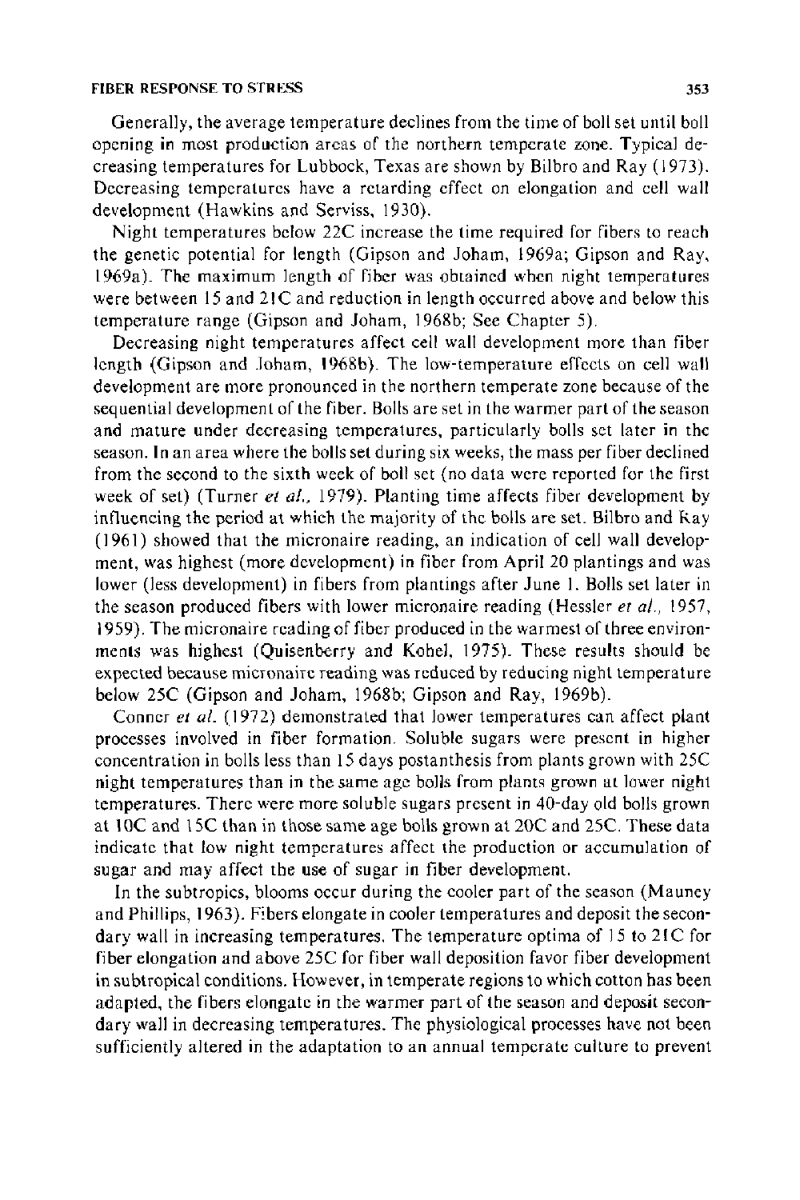Generally, the average temperature declines from the time of boll set until boll opening in most production areas of the northern temperate zone. Typical decreasing temperatures for Lubbock, Texas are shown by Bilbro and Ray (1973). Decreasing temperatures have a retarding effect on elongation and cell wall development (Hawkins and Serviss, 1930).

Night temperatures below 22C increase the time required for fibers to reach the genetic potential for length (Gipson and Joham, 1969a; Gipson and Ray, 1969a). The maximum length of fiber was obtained when night temperatures were between 15 and 21C and reduction in length occurred above and below this temperature range (Gipson and Joham, 1968b; See Chapter 5).

Decreasing night temperatures affect cell wall development more than fiber length (Gipson and Joham, 1968b). The low-temperature effects on cell wall development are more pronounced in the northern temperate zone because of the sequential development of the fiber. Bolls are set in the warmer part of the season and mature under decreasing temperatures, particularly bolls set later in the season. In an area where the bolls set during six weeks, the mass per fiber declined from the second to the sixth week of boll set (no data were reported for the first week of set) (Turner *et al.*, 1979). Planting time affects fiber development by influencing the period at which the majority of the bolls are set. Bilbro and Ray (1961) showed that the micronaire reading, an indication of cell wall development, was highest (more development) in fiber from April 20 plantings and was lower (less development) in fibers from plantings after June 1. Bolls set later in the season produced fibers with lower micronaire reading (Hessler *et al.*, 1957, 1959). The micronaire reading of fiber produced in the warmest of three environments was highest (Quisenberry and Kohel, 1975). These results should be expected because micronaire reading was reduced by reducing night temperature below 25C (Gipson and Joham, 1968b; Gipson and Ray, 1969b).

Conner *et al.* (1972) demonstrated that lower temperatures can affect plant processes involved in fiber formation. Soluble sugars were present in higher concentration in bolls less than 15 days postanthesis from plants grown with 25C night temperatures than in the same age bolls from plants grown at lower night temperatures. There were more soluble sugars present in 40-day old bolls grown at 10C and 15C than in those same age bolls grown at 20C and 25C. These data indicate that low night temperatures affect the production or accumulation of sugar and may affect the use of sugar in fiber development.

In the subtropics, blooms occur during the cooler part of the season (Mauney and Phillips, 1963). Fibers elongate in cooler temperatures and deposit the secondary wall in increasing temperatures. The temperature optima of 15 to 21C for fiber elongation and above 25C for fiber wall deposition favor fiber development in subtropical conditions. However, in temperate regions to which cotton has been adapted, the fibers elongate in the warmer part of the season and deposit secondary wall in decreasing temperatures. The physiological processes have not been sufficiently altered in the adaptation to an annual temperate culture to prevent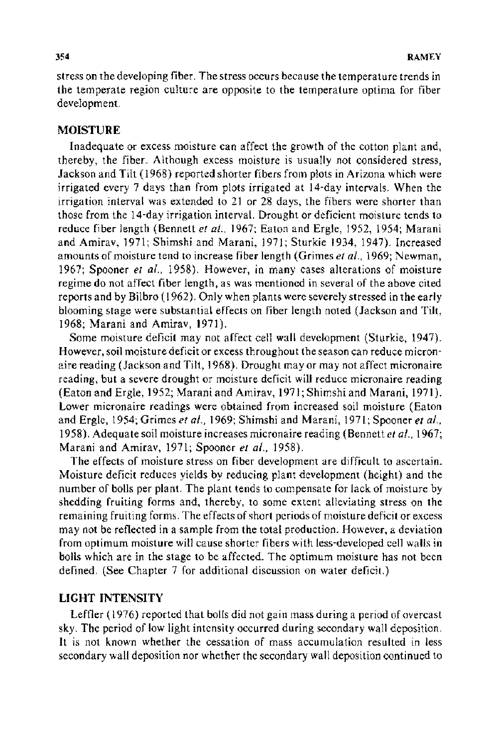stress on the developing fiber. The stress occurs because the temperature trends in the temperate region culture are opposite to the temperature optima for fiber development.

## MOISTURE

Inadequate or excess moisture can affect the growth of the cotton plant and, thereby, the fiber. Although excess moisture is usually not considered stress, Jackson and Tilt (1968) reported shorter fibers from plots in Arizona which were irrigated every 7 days than from plots irrigated at 14-day intervals. When the irrigation interval was extended to 21 or 28 days, the fibers were shorter than those from the 14-day irrigation interval. Drought or deficient moisture tends to reduce fiber length (Bennett *et al.*, 1967; Eaton and Ergle, 1952, 1954; Marani and Amirav, 1971; Shimshi and Marani, 1971; Sturkie 1934, 1947). Increased amounts of moisture tend to increase fiber length (Grimes *et al.*, 1969; Newman, 1967; Spooner *et al.*, 1958). However, in many cases alterations of moisture regime do not affect fiber length, as was mentioned in several of the above cited reports and by Bilbro (1962). Only when plants were severely stressed in the early blooming stage were substantial effects on fiber length noted (Jackson and Tilt, 1968; Marani and Amirav, 1971).

Some moisture deficit may not affect cell wall development (Sturkie, 1947). However, soil moisture deficit or excess throughout the season can reduce micronaire reading (Jackson and Tilt, 1968). Drought may or may not affect micronaire reading, but a severe drought or moisture deficit will reduce micronaire reading (Eaton and Ergle, 1952; Marani and Amirav, 1971; Shimshi and Marani, 1971). Lower micronaire readings were obtained from increased soil moisture (Eaton and Ergle, 1954; Grimes *et al.*, 1969; Shimshi and Marani, 1971; Spooner *et al.*, 1958). Adequate soil moisture increases micronaire reading (Bennett *et al.*, 1967; Marani and Amirav, 1971; Spooner *et al.*, 1958).

The effects of moisture stress on fiber development are difficult to ascertain. Moisture deficit reduces yields by reducing plant development (height) and the number of bolls per plant. The plant tends to compensate for lack of moisture by shedding fruiting forms and, thereby, to some extent alleviating stress on the remaining fruiting forms. The effects of short periods of moisture deficit or excess may not be reflected in a sample from the total production. However, a deviation from optimum moisture will cause shorter fibers with less-developed cell walls in bolls which are in the stage to be affected. The optimum moisture has not been defined. (See Chapter 7 for additional discussion on water deficit.)

## LIGHT INTENSITY

Leffler (1976) reported that bolls did not gain mass during a period of overcast sky. The period of low light intensity occurred during secondary wall deposition. It is not known whether the cessation of mass accumulation resulted in less secondary wall deposition nor whether the secondary wall deposition continued to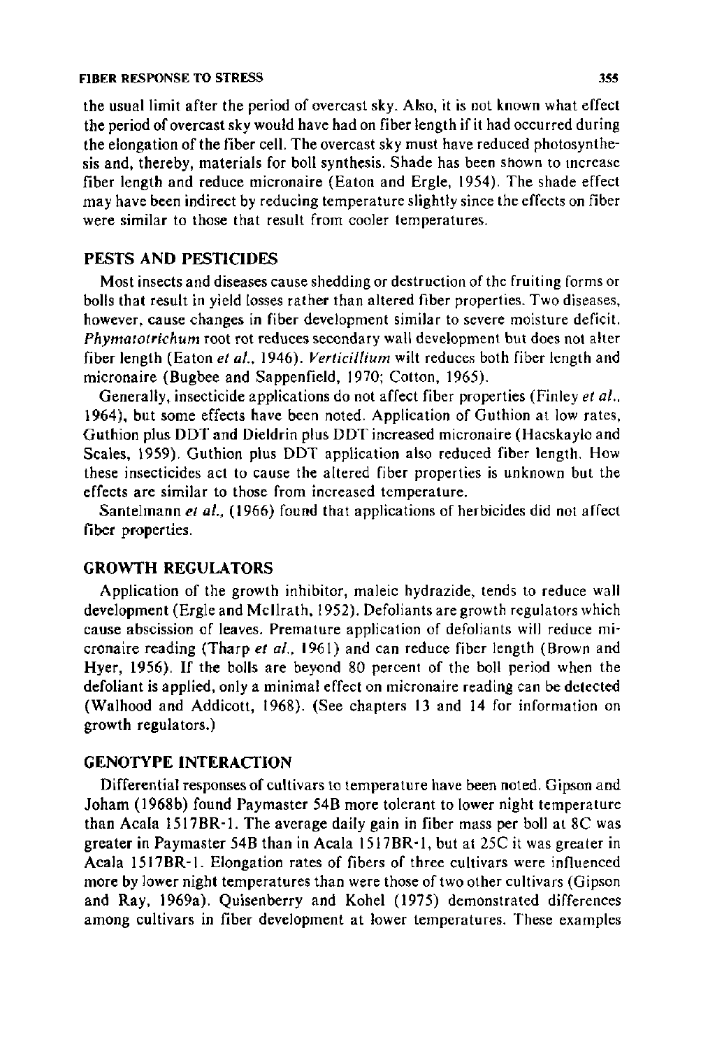the usual limit after the period of overcast sky. Also, it is not known what effect the period of overcast sky would have had on fiber length if it had occurred during the elongation of the fiber cell. The overcast sky must have reduced photosynthesis and, thereby, materials for boll synthesis. Shade has been shown to increase fiber length and reduce micronaire (Eaton and Ergle, 1954). The shade effect may have been indirect by reducing temperature slightly since the effects on fiber were similar to those that result from cooler temperatures.

## PESTS AND PESTICIDES

Most insects and diseases cause shedding or destruction of the fruiting forms or bolls that result in yield losses rather than altered fiber properties. Two diseases, however, cause changes in fiber development similar to severe moisture deficit. *Phymatotrichum* root rot reduces secondary wall development but does not alter fiber length (Eaton *et al.*, 1946). *Verticillium* wilt reduces both fiber length and micronaire (Bugbee and Sappenfield, 1970; Cotton, 1965).

Generally, insecticide applications do not affect fiber properties (Finley *et al.*, 1964), but some effects have been noted. Application of Guthion at low rates, Guthion plus DDT and Dieldrin plus DDT increased micronaire (Hacskaylo and Scales, 1959). Guthion plus DDT application also reduced fiber length. How these insecticides act to cause the altered fiber properties is unknown but the effects are similar to those from increased temperature.

Santelmann *et al.*, (1966) found that applications of herbicides did not affect fiber properties.

## GROWTH REGULATORS

Application of the growth inhibitor, maleic hydrazide, tends to reduce wall development (Ergle and McIlrath, 1952). Defoliants are growth regulators which cause abscission of leaves. Premature application of defoliants will reduce micronaire reading (Tharp *et al.*, 1961) and can reduce fiber length (Brown and Hyer, 1956). If the bolls are beyond 80 percent of the boll period when the defoliant is applied, only a minimal effect on micronaire reading can be detected (Walhood and Addicott, 1968). (See chapters 13 and 14 for information on growth regulators.)

## GENOTYPE INTERACTION

Differential responses of cultivars to temperature have been noted. Gipson and Joham (1968b) found Paymaster 54B more tolerant to lower night temperature than Acala 1517BR-1. The average daily gain in fiber mass per boll at 8C was greater in Paymaster 54B than in Acala 1517BR-1, but at 25C it was greater in Acala 1517BR-1. Elongation rates of fibers of three cultivars were influenced more by lower night temperatures than were those of two other cultivars (Gipson and Ray, 1969a). Quisenberry and Kohel (1975) demonstrated differences among cultivars in fiber development at lower temperatures. These examples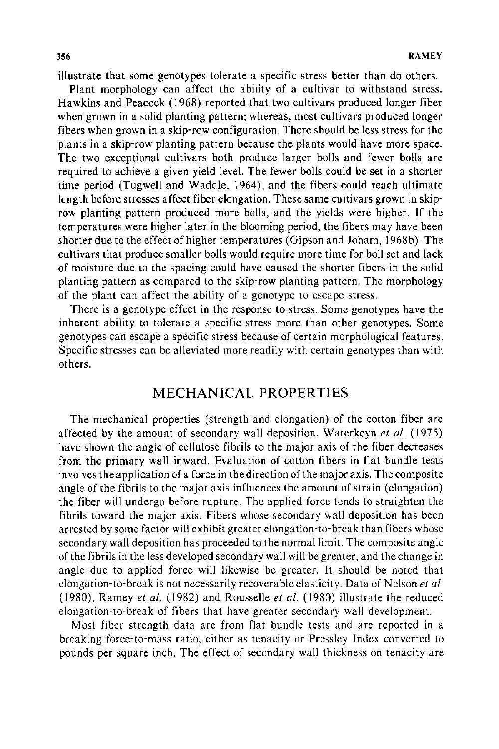illustrate that some genotypes tolerate a specific stress better than do others.

Plant morphology can affect the ability of a cultivar to withstand stress. Hawkins and Peacock (1968) reported that two cultivars produced longer fiber when grown in a solid planting pattern; whereas, most cultivars produced longer fibers when grown in a skip-row configuration. There should be less stress for the plants in a skip-row planting pattern because the plants would have more space. The two exceptional cultivars both produce larger bolls and fewer bolls are required to achieve a given yield level. The fewer bolls could be set in a shorter time period (Tugwell and Waddle, 1964), and the fibers could reach ultimate length before stresses affect fiber elongation. These same cultivars grown in skip-row planting pattern produced more bolls, and the yields were higher. If the temperatures were higher later in the blooming period, the fibers may have been shorter due to the effect of higher temperatures (Gipson and Joham, 1968b). The cultivars that produce smaller bolls would require more time for boll set and lack of moisture due to the spacing could have caused the shorter fibers in the solid planting pattern as compared to the skip-row planting pattern. The morphology of the plant can affect the ability of a genotype to escape stress.

There is a genotype effect in the response to stress. Some genotypes have the inherent ability to tolerate a specific stress more than other genotypes. Some genotypes can escape a specific stress because of certain morphological features. Specific stresses can be alleviated more readily with certain genotypes than with others.

## MECHANICAL PROPERTIES

The mechanical properties (strength and elongation) of the cotton fiber are affected by the amount of secondary wall deposition. Waterkeyn *et al.* (1975) have shown the angle of cellulose fibrils to the major axis of the fiber decreases from the primary wall inward. Evaluation of cotton fibers in flat bundle tests involves the application of a force in the direction of the major axis. The composite angle of the fibrils to the major axis influences the amount of strain (elongation) the fiber will undergo before rupture. The applied force tends to straighten the fibrils toward the major axis. Fibers whose secondary wall deposition has been arrested by some factor will exhibit greater elongation-to-break than fibers whose secondary wall deposition has proceeded to the normal limit. The composite angle of the fibrils in the less developed secondary wall will be greater, and the change in angle due to applied force will likewise be greater. It should be noted that elongation-to-break is not necessarily recoverable elasticity. Data of Nelson *et al.* (1980), Ramey *et al.* (1982) and Rousselle *et al.* (1980) illustrate the reduced elongation-to-break of fibers that have greater secondary wall development.

Most fiber strength data are from flat bundle tests and are reported in a breaking force-to-mass ratio, either as tenacity or Pressley Index converted to pounds per square inch. The effect of secondary wall thickness on tenacity are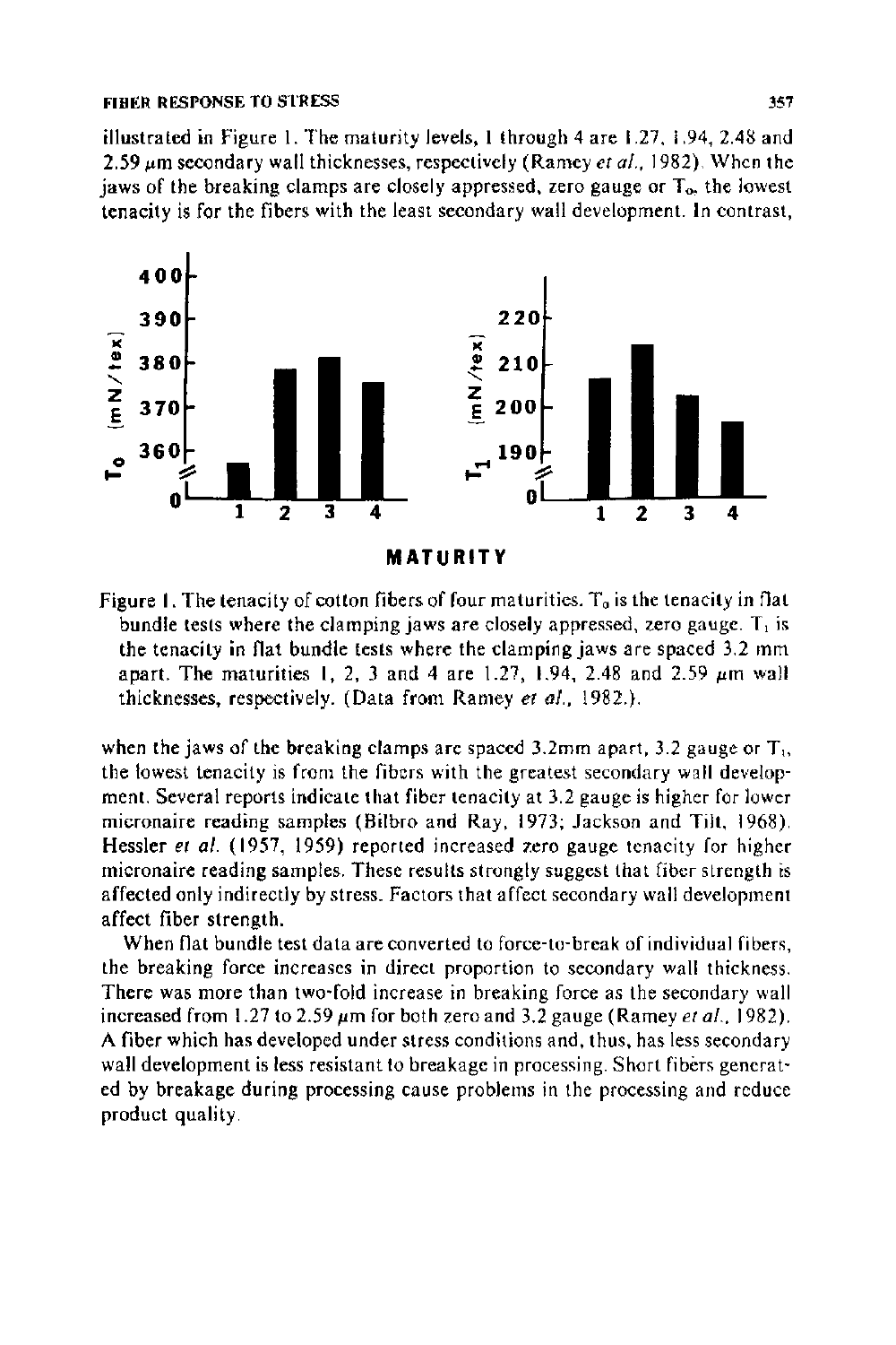illustrated in Figure 1. The maturity levels, 1 through 4 are 1.27, 1.94, 2.48 and 2.59 $\mu$m secondary wall thicknesses, respectively (Ramey *et al.*, 1982). When the jaws of the breaking clamps are closely appressed, zero gauge or $T_0$, the lowest tenacity is for the fibers with the least secondary wall development. In contrast,

Figure 1. The tenacity of cotton fibers of four maturities. $T_0$ is the tenacity in flat bundle tests where the clamping jaws are closely appressed, zero gauge. $T_1$ is the tenacity in flat bundle tests where the clamping jaws are spaced 3.2 mm apart. The maturities 1, 2, 3 and 4 are 1.27, 1.94, 2.48 and 2.59 $\mu$m wall thicknesses, respectively. (Data from Ramey *et al.*, 1982.).

when the jaws of the breaking clamps are spaced 3.2mm apart, 3.2 gauge or $T_1$, the lowest tenacity is from the fibers with the greatest secondary wall development. Several reports indicate that fiber tenacity at 3.2 gauge is higher for lower micronaire reading samples (Bilbro and Ray, 1973; Jackson and Tilt, 1968). Hessler *et al.* (1957, 1959) reported increased zero gauge tenacity for higher micronaire reading samples. These results strongly suggest that fiber strength is affected only indirectly by stress. Factors that affect secondary wall development affect fiber strength.

When flat bundle test data are converted to force-to-break of individual fibers, the breaking force increases in direct proportion to secondary wall thickness. There was more than two-fold increase in breaking force as the secondary wall increased from 1.27 to 2.59 $\mu$m for both zero and 3.2 gauge (Ramey *et al.*, 1982). A fiber which has developed under stress conditions and, thus, has less secondary wall development is less resistant to breakage in processing. Short fibers generated by breakage during processing cause problems in the processing and reduce product quality.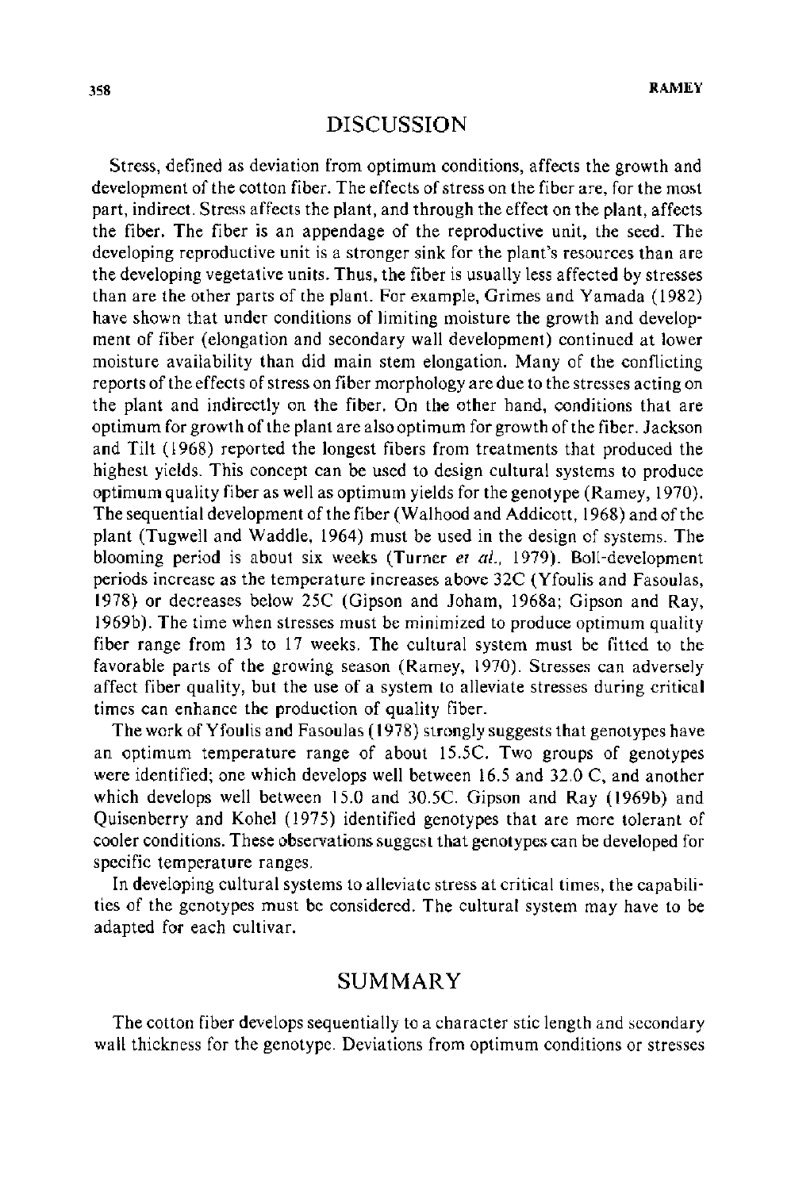## DISCUSSION

Stress, defined as deviation from optimum conditions, affects the growth and development of the cotton fiber. The effects of stress on the fiber are, for the most part, indirect. Stress affects the plant, and through the effect on the plant, affects the fiber. The fiber is an appendage of the reproductive unit, the seed. The developing reproductive unit is a stronger sink for the plant's resources than are the developing vegetative units. Thus, the fiber is usually less affected by stresses than are the other parts of the plant. For example, Grimes and Yamada (1982) have shown that under conditions of limiting moisture the growth and development of fiber (elongation and secondary wall development) continued at lower moisture availability than did main stem elongation. Many of the conflicting reports of the effects of stress on fiber morphology are due to the stresses acting on the plant and indirectly on the fiber. On the other hand, conditions that are optimum for growth of the plant are also optimum for growth of the fiber. Jackson and Tilt (1968) reported the longest fibers from treatments that produced the highest yields. This concept can be used to design cultural systems to produce optimum quality fiber as well as optimum yields for the genotype (Ramey, 1970). The sequential development of the fiber (Walhood and Addicott, 1968) and of the plant (Tugwell and Waddle, 1964) must be used in the design of systems. The blooming period is about six weeks (Turner *et al.*, 1979). Boll-development periods increase as the temperature increases above 32C (Yfoulis and Fasoulas, 1978) or decreases below 25C (Gipson and Joham, 1968a; Gipson and Ray, 1969b). The time when stresses must be minimized to produce optimum quality fiber range from 13 to 17 weeks. The cultural system must be fitted to the favorable parts of the growing season (Ramey, 1970). Stresses can adversely affect fiber quality, but the use of a system to alleviate stresses during critical times can enhance the production of quality fiber.

The work of Yfoulis and Fasoulas (1978) strongly suggests that genotypes have an optimum temperature range of about 15.5C. Two groups of genotypes were identified; one which develops well between 16.5 and 32.0 C, and another which develops well between 15.0 and 30.5C. Gipson and Ray (1969b) and Quisenberry and Kohel (1975) identified genotypes that are more tolerant of cooler conditions. These observations suggest that genotypes can be developed for specific temperature ranges.

In developing cultural systems to alleviate stress at critical times, the capabilities of the genotypes must be considered. The cultural system may have to be adapted for each cultivar.

## SUMMARY

The cotton fiber develops sequentially to a character stic length and secondary wall thickness for the genotype. Deviations from optimum conditions or stresses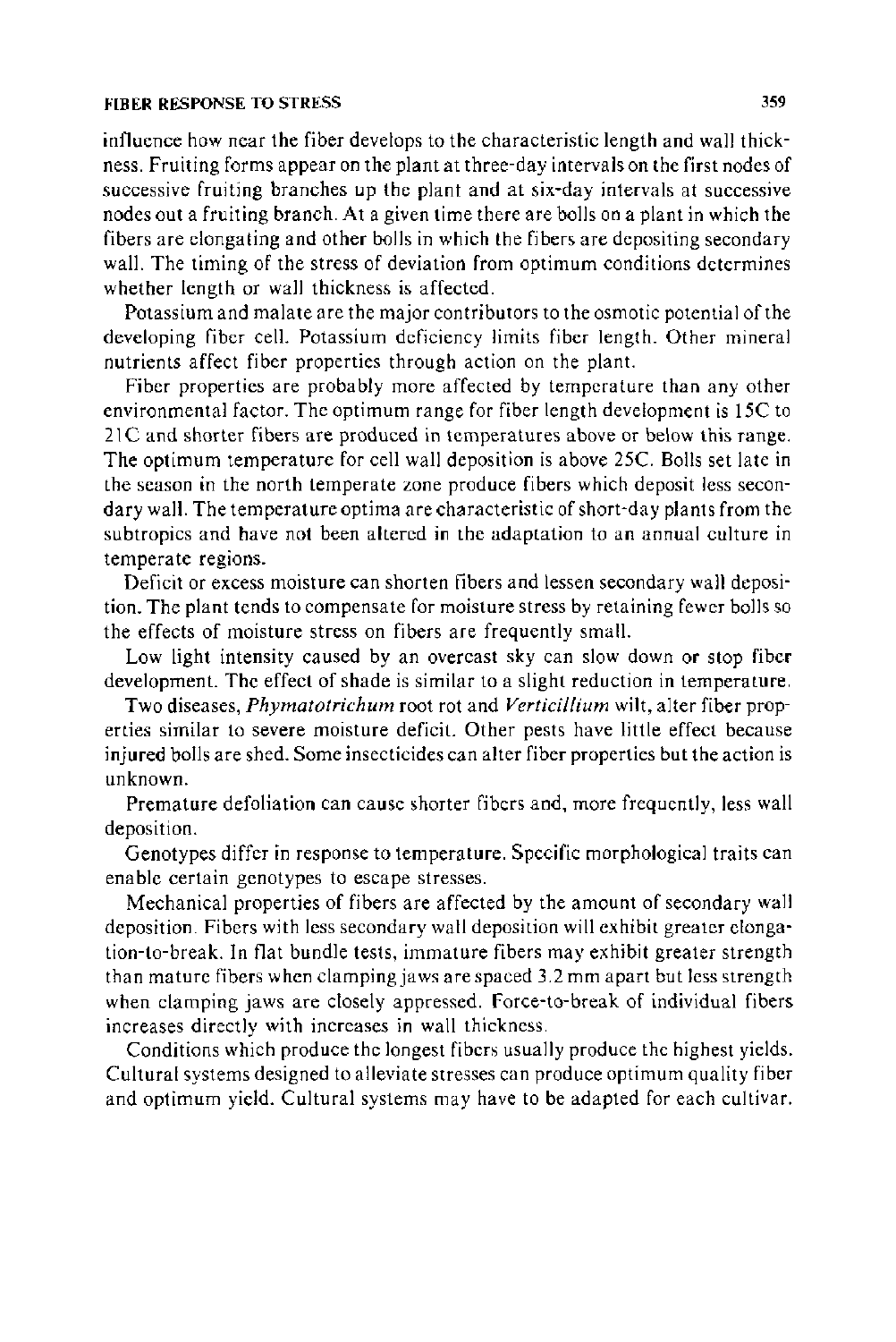influence how near the fiber develops to the characteristic length and wall thickness. Fruiting forms appear on the plant at three-day intervals on the first nodes of successive fruiting branches up the plant and at six-day intervals at successive nodes out a fruiting branch. At a given time there are bolls on a plant in which the fibers are elongating and other bolls in which the fibers are depositing secondary wall. The timing of the stress of deviation from optimum conditions determines whether length or wall thickness is affected.

Potassium and malate are the major contributors to the osmotic potential of the developing fiber cell. Potassium deficiency limits fiber length. Other mineral nutrients affect fiber properties through action on the plant.

Fiber properties are probably more affected by temperature than any other environmental factor. The optimum range for fiber length development is 15C to 21C and shorter fibers are produced in temperatures above or below this range. The optimum temperature for cell wall deposition is above 25C. Bolls set late in the season in the north temperate zone produce fibers which deposit less secondary wall. The temperature optima are characteristic of short-day plants from the subtropics and have not been altered in the adaptation to an annual culture in temperate regions.

Deficit or excess moisture can shorten fibers and lessen secondary wall deposition. The plant tends to compensate for moisture stress by retaining fewer bolls so the effects of moisture stress on fibers are frequently small.

Low light intensity caused by an overcast sky can slow down or stop fiber development. The effect of shade is similar to a slight reduction in temperature.

Two diseases, *Phymatotrichum* root rot and *Verticillium* wilt, alter fiber properties similar to severe moisture deficit. Other pests have little effect because injured bolls are shed. Some insecticides can alter fiber properties but the action is unknown.

Premature defoliation can cause shorter fibers and, more frequently, less wall deposition.

Genotypes differ in response to temperature. Specific morphological traits can enable certain genotypes to escape stresses.

Mechanical properties of fibers are affected by the amount of secondary wall deposition. Fibers with less secondary wall deposition will exhibit greater elongation-to-break. In flat bundle tests, immature fibers may exhibit greater strength than mature fibers when clamping jaws are spaced 3.2 mm apart but less strength when clamping jaws are closely appressed. Force-to-break of individual fibers increases directly with increases in wall thickness.

Conditions which produce the longest fibers usually produce the highest yields. Cultural systems designed to alleviate stresses can produce optimum quality fiber and optimum yield. Cultural systems may have to be adapted for each cultivar.